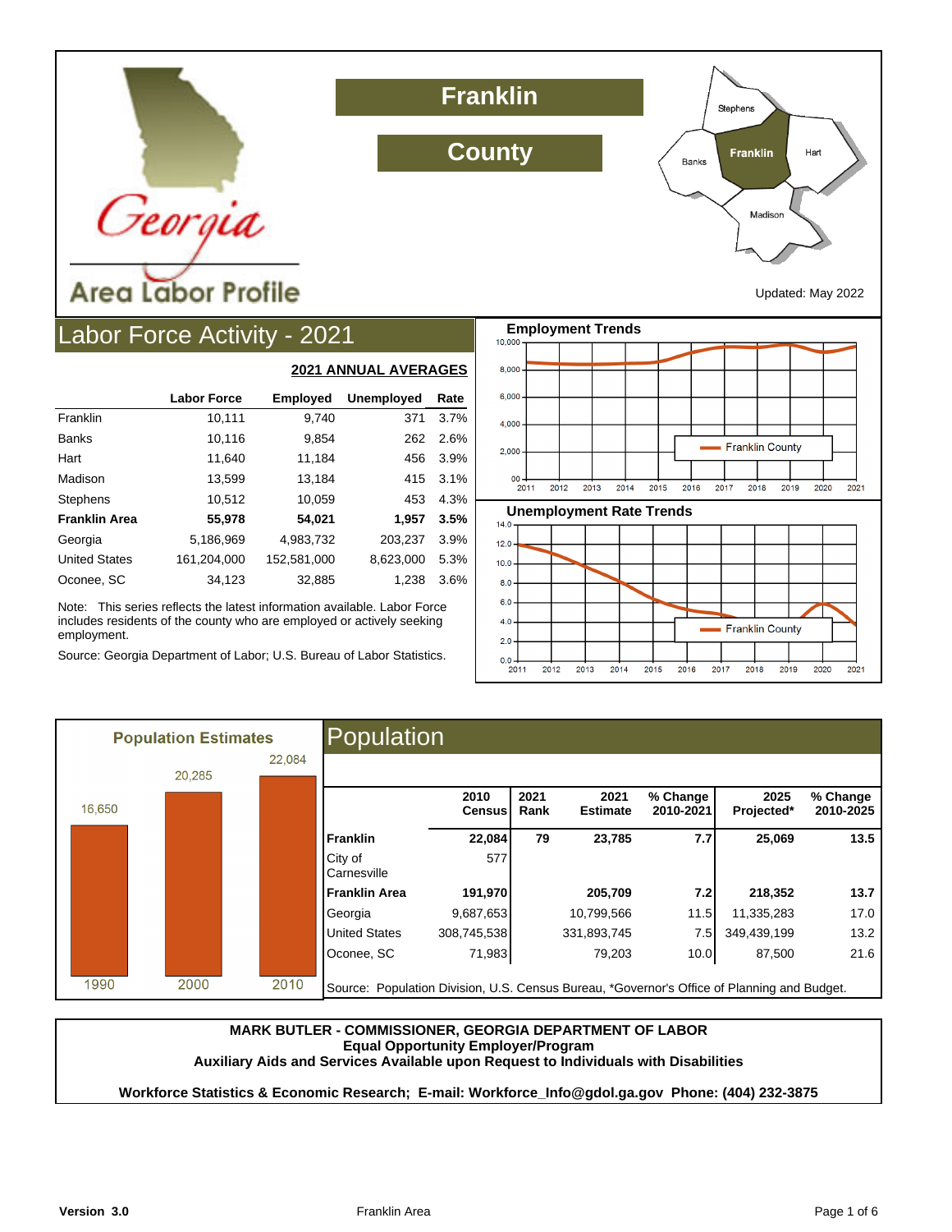# Georgia Area Labor Profile

# Franklin County

Updated: May 2022

## Labor Force Activity - 2021

**2021 ANNUAL AVERAGES**

| | Labor Force | Employed | Unemployed | Rate |
|---|---|---|---|---|
| Franklin | 10,111 | 9,740 | 371 | 3.7% |
| Banks | 10,116 | 9,854 | 262 | 2.6% |
| Hart | 11,640 | 11,184 | 456 | 3.9% |
| Madison | 13,599 | 13,184 | 415 | 3.1% |
| Stephens | 10,512 | 10,059 | 453 | 4.3% |
| **Franklin Area** | **55,978** | **54,021** | **1,957** | **3.5%** |
| Georgia | 5,186,969 | 4,983,732 | 203,237 | 3.9% |
| United States | 161,204,000 | 152,581,000 | 8,623,000 | 5.3% |
| Oconee, SC | 34,123 | 32,885 | 1,238 | 3.6% |

Note: This series reflects the latest information available. Labor Force includes residents of the county who are employed or actively seeking employment.

Source: Georgia Department of Labor; U.S. Bureau of Labor Statistics.

### Employment Trends

Franklin County (2011–2021)

### Unemployment Rate Trends

Franklin County (2011–2021)

### Population Estimates

| 1990 | 2000 | 2010 |
|---|---|---|
| 16,650 | 20,285 | 22,084 |

## Population

| | 2010 Census | 2021 Rank | 2021 Estimate | % Change 2010-2021 | 2025 Projected* | % Change 2010-2025 |
|---|---|---|---|---|---|---|
| **Franklin** | **22,084** | **79** | **23,785** | **7.7** | **25,069** | **13.5** |
| City of Carnesville | 577 | | | | | |
| **Franklin Area** | **191,970** | | **205,709** | **7.2** | **218,352** | **13.7** |
| Georgia | 9,687,653 | | 10,799,566 | 11.5 | 11,335,283 | 17.0 |
| United States | 308,745,538 | | 331,893,745 | 7.5 | 349,439,199 | 13.2 |
| Oconee, SC | 71,983 | | 79,203 | 10.0 | 87,500 | 21.6 |

Source: Population Division, U.S. Census Bureau, *Governor's Office of Planning and Budget.

**MARK BUTLER - COMMISSIONER, GEORGIA DEPARTMENT OF LABOR**
**Equal Opportunity Employer/Program**
**Auxiliary Aids and Services Available upon Request to Individuals with Disabilities**

**Workforce Statistics & Economic Research; E-mail: Workforce_Info@gdol.ga.gov Phone: (404) 232-3875**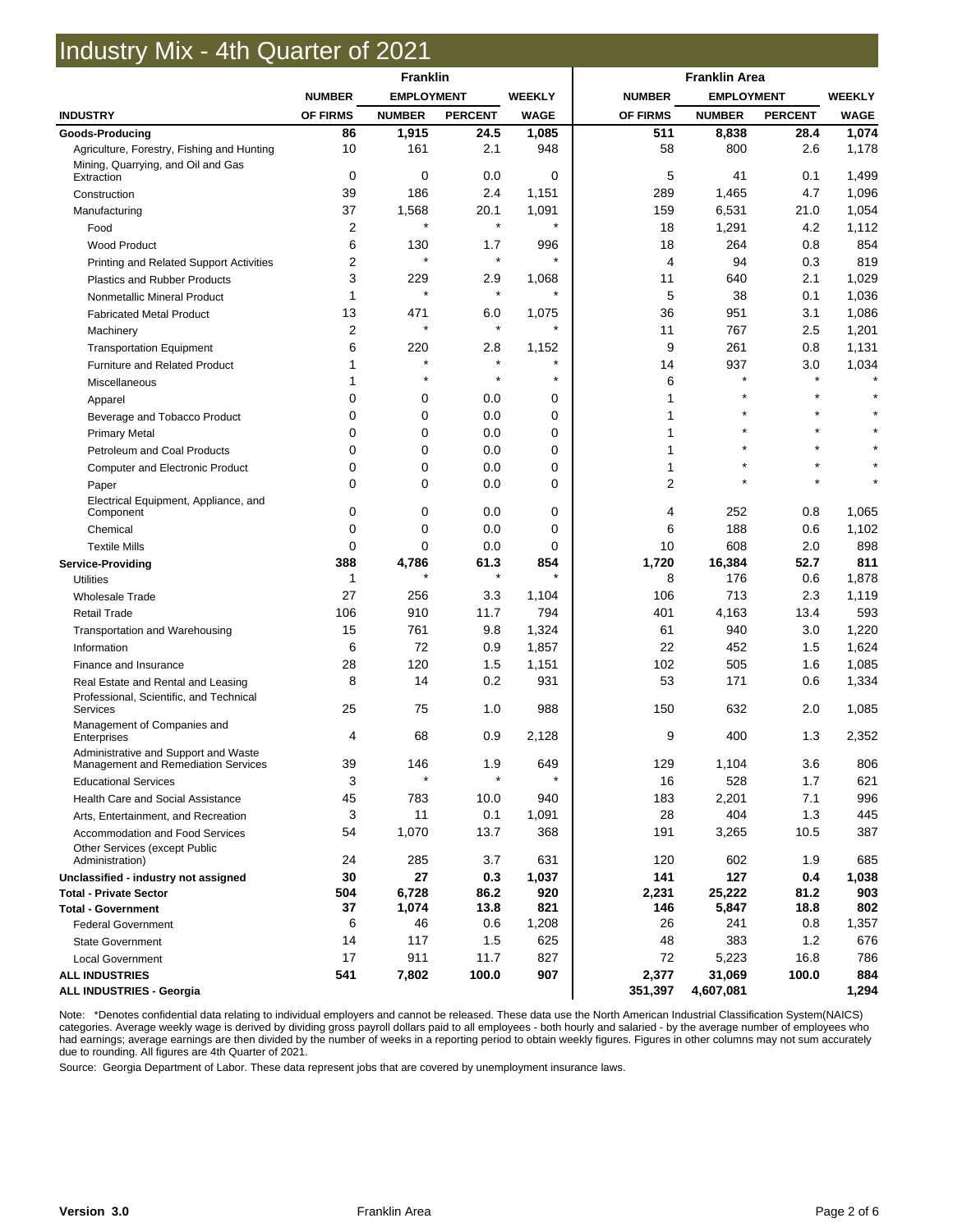# Industry Mix - 4th Quarter of 2021

| INDUSTRY | Franklin | | | | Franklin Area | | | |
|---|---|---|---|---|---|---|---|---|
| | NUMBER OF FIRMS | EMPLOYMENT NUMBER | EMPLOYMENT PERCENT | WEEKLY WAGE | NUMBER OF FIRMS | EMPLOYMENT NUMBER | EMPLOYMENT PERCENT | WEEKLY WAGE |
| **Goods-Producing** | **86** | **1,915** | **24.5** | **1,085** | **511** | **8,838** | **28.4** | **1,074** |
| Agriculture, Forestry, Fishing and Hunting | 10 | 161 | 2.1 | 948 | 58 | 800 | 2.6 | 1,178 |
| Mining, Quarrying, and Oil and Gas Extraction | 0 | 0 | 0.0 | 0 | 5 | 41 | 0.1 | 1,499 |
| Construction | 39 | 186 | 2.4 | 1,151 | 289 | 1,465 | 4.7 | 1,096 |
| Manufacturing | 37 | 1,568 | 20.1 | 1,091 | 159 | 6,531 | 21.0 | 1,054 |
| Food | 2 | * | * | * | 18 | 1,291 | 4.2 | 1,112 |
| Wood Product | 6 | 130 | 1.7 | 996 | 18 | 264 | 0.8 | 854 |
| Printing and Related Support Activities | 2 | * | * | * | 4 | 94 | 0.3 | 819 |
| Plastics and Rubber Products | 3 | 229 | 2.9 | 1,068 | 11 | 640 | 2.1 | 1,029 |
| Nonmetallic Mineral Product | 1 | * | * | * | 5 | 38 | 0.1 | 1,036 |
| Fabricated Metal Product | 13 | 471 | 6.0 | 1,075 | 36 | 951 | 3.1 | 1,086 |
| Machinery | 2 | * | * | * | 11 | 767 | 2.5 | 1,201 |
| Transportation Equipment | 6 | 220 | 2.8 | 1,152 | 9 | 261 | 0.8 | 1,131 |
| Furniture and Related Product | 1 | * | * | * | 14 | 937 | 3.0 | 1,034 |
| Miscellaneous | 1 | * | * | * | 6 | * | * | * |
| Apparel | 0 | 0 | 0.0 | 0 | 1 | * | * | * |
| Beverage and Tobacco Product | 0 | 0 | 0.0 | 0 | 1 | * | * | * |
| Primary Metal | 0 | 0 | 0.0 | 0 | 1 | * | * | * |
| Petroleum and Coal Products | 0 | 0 | 0.0 | 0 | 1 | * | * | * |
| Computer and Electronic Product | 0 | 0 | 0.0 | 0 | 1 | * | * | * |
| Paper | 0 | 0 | 0.0 | 0 | 2 | * | * | * |
| Electrical Equipment, Appliance, and Component | 0 | 0 | 0.0 | 0 | 4 | 252 | 0.8 | 1,065 |
| Chemical | 0 | 0 | 0.0 | 0 | 6 | 188 | 0.6 | 1,102 |
| Textile Mills | 0 | 0 | 0.0 | 0 | 10 | 608 | 2.0 | 898 |
| **Service-Providing** | **388** | **4,786** | **61.3** | **854** | **1,720** | **16,384** | **52.7** | **811** |
| Utilities | 1 | * | * | * | 8 | 176 | 0.6 | 1,878 |
| Wholesale Trade | 27 | 256 | 3.3 | 1,104 | 106 | 713 | 2.3 | 1,119 |
| Retail Trade | 106 | 910 | 11.7 | 794 | 401 | 4,163 | 13.4 | 593 |
| Transportation and Warehousing | 15 | 761 | 9.8 | 1,324 | 61 | 940 | 3.0 | 1,220 |
| Information | 6 | 72 | 0.9 | 1,857 | 22 | 452 | 1.5 | 1,624 |
| Finance and Insurance | 28 | 120 | 1.5 | 1,151 | 102 | 505 | 1.6 | 1,085 |
| Real Estate and Rental and Leasing | 8 | 14 | 0.2 | 931 | 53 | 171 | 0.6 | 1,334 |
| Professional, Scientific, and Technical Services | 25 | 75 | 1.0 | 988 | 150 | 632 | 2.0 | 1,085 |
| Management of Companies and Enterprises | 4 | 68 | 0.9 | 2,128 | 9 | 400 | 1.3 | 2,352 |
| Administrative and Support and Waste Management and Remediation Services | 39 | 146 | 1.9 | 649 | 129 | 1,104 | 3.6 | 806 |
| Educational Services | 3 | * | * | * | 16 | 528 | 1.7 | 621 |
| Health Care and Social Assistance | 45 | 783 | 10.0 | 940 | 183 | 2,201 | 7.1 | 996 |
| Arts, Entertainment, and Recreation | 3 | 11 | 0.1 | 1,091 | 28 | 404 | 1.3 | 445 |
| Accommodation and Food Services | 54 | 1,070 | 13.7 | 368 | 191 | 3,265 | 10.5 | 387 |
| Other Services (except Public Administration) | 24 | 285 | 3.7 | 631 | 120 | 602 | 1.9 | 685 |
| **Unclassified - industry not assigned** | **30** | **27** | **0.3** | **1,037** | **141** | **127** | **0.4** | **1,038** |
| **Total - Private Sector** | **504** | **6,728** | **86.2** | **920** | **2,231** | **25,222** | **81.2** | **903** |
| **Total - Government** | **37** | **1,074** | **13.8** | **821** | **146** | **5,847** | **18.8** | **802** |
| Federal Government | 6 | 46 | 0.6 | 1,208 | 26 | 241 | 0.8 | 1,357 |
| State Government | 14 | 117 | 1.5 | 625 | 48 | 383 | 1.2 | 676 |
| Local Government | 17 | 911 | 11.7 | 827 | 72 | 5,223 | 16.8 | 786 |
| **ALL INDUSTRIES** | **541** | **7,802** | **100.0** | **907** | **2,377** | **31,069** | **100.0** | **884** |
| **ALL INDUSTRIES - Georgia** | | | | | **351,397** | **4,607,081** | | **1,294** |

Note: *Denotes confidential data relating to individual employers and cannot be released. These data use the North American Industrial Classification System(NAICS) categories. Average weekly wage is derived by dividing gross payroll dollars paid to all employees - both hourly and salaried - by the average number of employees who had earnings; average earnings are then divided by the number of weeks in a reporting period to obtain weekly figures. Figures in other columns may not sum accurately due to rounding. All figures are 4th Quarter of 2021.

Source: Georgia Department of Labor. These data represent jobs that are covered by unemployment insurance laws.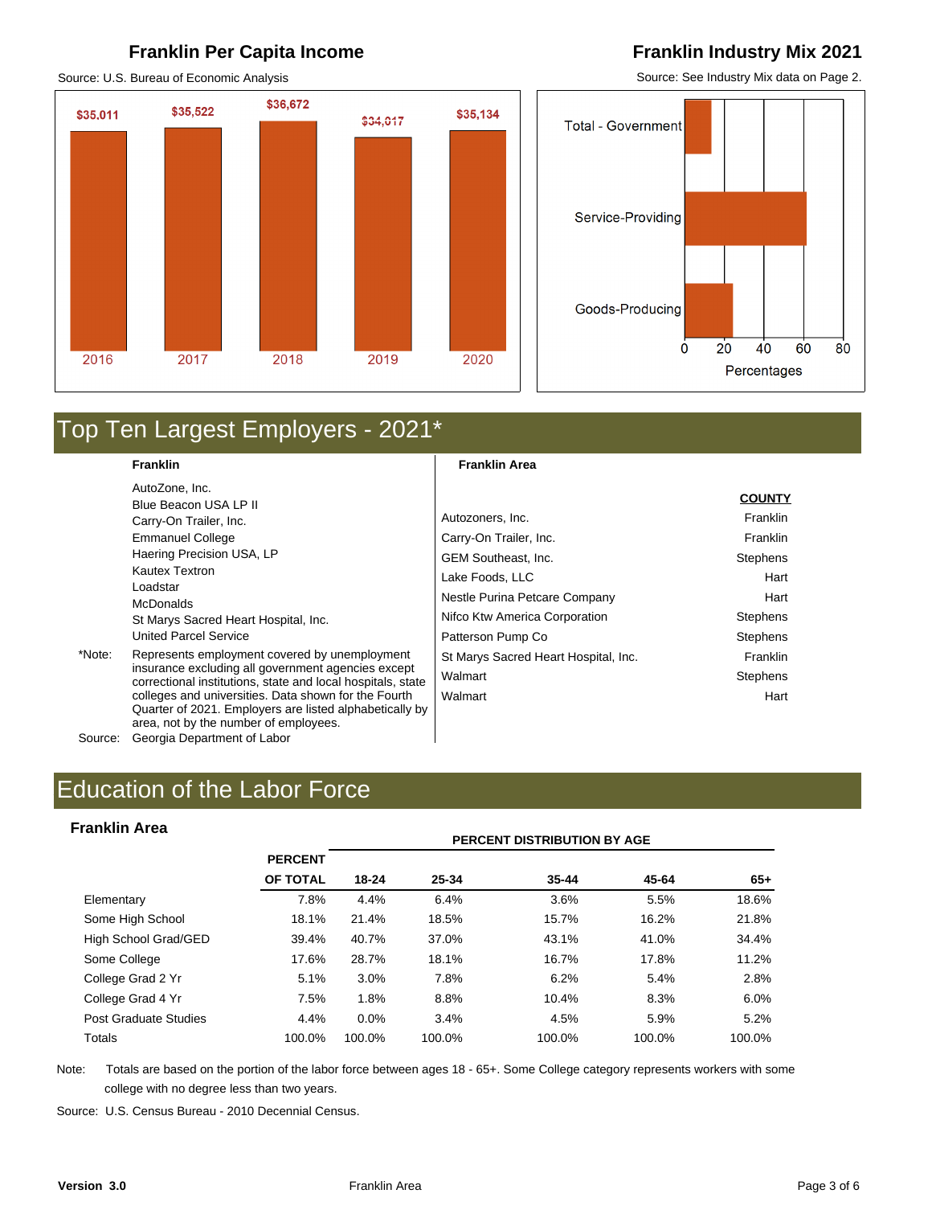## Franklin Per Capita Income

Source: U.S. Bureau of Economic Analysis

| Year | Per Capita Income |
|---|---|
| 2016 | $35,011 |
| 2017 | $35,522 |
| 2018 | $36,672 |
| 2019 | $34,017 |
| 2020 | $35,134 |

## Franklin Industry Mix 2021

Source: See Industry Mix data on Page 2.

Total - Government

Service-Providing

Goods-Producing

0 20 40 60 80

Percentages

# Top Ten Largest Employers - 2021*

**Franklin**

AutoZone, Inc.
Blue Beacon USA LP II
Carry-On Trailer, Inc.
Emmanuel College
Haering Precision USA, LP
Kautex Textron
Loadstar
McDonalds
St Marys Sacred Heart Hospital, Inc.
United Parcel Service

*Note: Represents employment covered by unemployment insurance excluding all government agencies except correctional institutions, state and local hospitals, state colleges and universities. Data shown for the Fourth Quarter of 2021. Employers are listed alphabetically by area, not by the number of employees.

Source: Georgia Department of Labor

**Franklin Area**

| Employer | COUNTY |
|---|---|
| Autozoners, Inc. | Franklin |
| Carry-On Trailer, Inc. | Franklin |
| GEM Southeast, Inc. | Stephens |
| Lake Foods, LLC | Hart |
| Nestle Purina Petcare Company | Hart |
| Nifco Ktw America Corporation | Stephens |
| Patterson Pump Co | Stephens |
| St Marys Sacred Heart Hospital, Inc. | Franklin |
| Walmart | Stephens |
| Walmart | Hart |

# Education of the Labor Force

### Franklin Area

| | PERCENT OF TOTAL | PERCENT DISTRIBUTION BY AGE 18-24 | 25-34 | 35-44 | 45-64 | 65+ |
|---|---|---|---|---|---|---|
| Elementary | 7.8% | 4.4% | 6.4% | 3.6% | 5.5% | 18.6% |
| Some High School | 18.1% | 21.4% | 18.5% | 15.7% | 16.2% | 21.8% |
| High School Grad/GED | 39.4% | 40.7% | 37.0% | 43.1% | 41.0% | 34.4% |
| Some College | 17.6% | 28.7% | 18.1% | 16.7% | 17.8% | 11.2% |
| College Grad 2 Yr | 5.1% | 3.0% | 7.8% | 6.2% | 5.4% | 2.8% |
| College Grad 4 Yr | 7.5% | 1.8% | 8.8% | 10.4% | 8.3% | 6.0% |
| Post Graduate Studies | 4.4% | 0.0% | 3.4% | 4.5% | 5.9% | 5.2% |
| Totals | 100.0% | 100.0% | 100.0% | 100.0% | 100.0% | 100.0% |

Note: Totals are based on the portion of the labor force between ages 18 - 65+. Some College category represents workers with some college with no degree less than two years.

Source: U.S. Census Bureau - 2010 Decennial Census.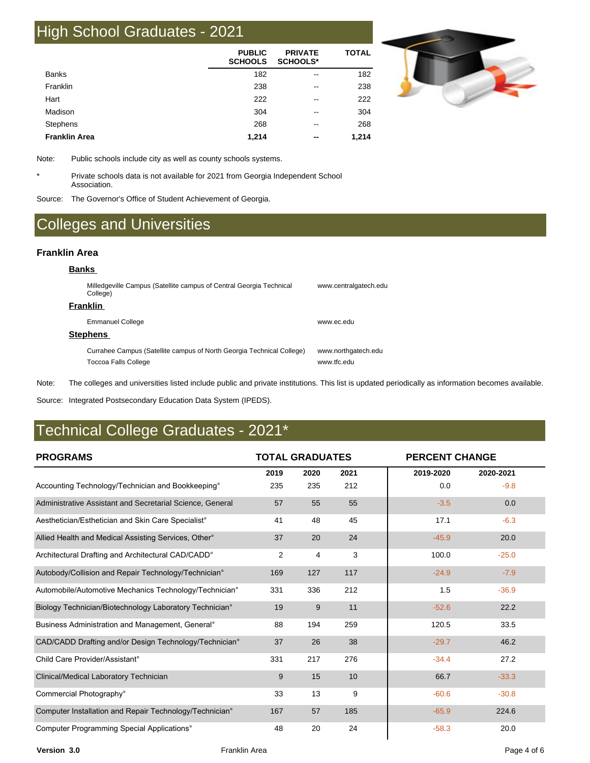# High School Graduates - 2021

| | PUBLIC SCHOOLS | PRIVATE SCHOOLS* | TOTAL |
|---|---|---|---|
| Banks | 182 | -- | 182 |
| Franklin | 238 | -- | 238 |
| Hart | 222 | -- | 222 |
| Madison | 304 | -- | 304 |
| Stephens | 268 | -- | 268 |
| **Franklin Area** | **1,214** | **--** | **1,214** |

Note: Public schools include city as well as county schools systems.

* Private schools data is not available for 2021 from Georgia Independent School Association.

Source: The Governor's Office of Student Achievement of Georgia.

# Colleges and Universities

### Franklin Area

**Banks**

Milledgeville Campus (Satellite campus of Central Georgia Technical College) — www.centralgatech.edu

**Franklin**

Emmanuel College — www.ec.edu

**Stephens**

Currahee Campus (Satellite campus of North Georgia Technical College) — www.northgatech.edu

Toccoa Falls College — www.tfc.edu

Note: The colleges and universities listed include public and private institutions. This list is updated periodically as information becomes available.

Source: Integrated Postsecondary Education Data System (IPEDS).

# Technical College Graduates - 2021*

| PROGRAMS | TOTAL GRADUATES | | | PERCENT CHANGE | |
|---|---|---|---|---|---|
| | 2019 | 2020 | 2021 | 2019-2020 | 2020-2021 |
| Accounting Technology/Technician and Bookkeeping° | 235 | 235 | 212 | 0.0 | -9.8 |
| Administrative Assistant and Secretarial Science, General | 57 | 55 | 55 | -3.5 | 0.0 |
| Aesthetician/Esthetician and Skin Care Specialist° | 41 | 48 | 45 | 17.1 | -6.3 |
| Allied Health and Medical Assisting Services, Other° | 37 | 20 | 24 | -45.9 | 20.0 |
| Architectural Drafting and Architectural CAD/CADD° | 2 | 4 | 3 | 100.0 | -25.0 |
| Autobody/Collision and Repair Technology/Technician° | 169 | 127 | 117 | -24.9 | -7.9 |
| Automobile/Automotive Mechanics Technology/Technician° | 331 | 336 | 212 | 1.5 | -36.9 |
| Biology Technician/Biotechnology Laboratory Technician° | 19 | 9 | 11 | -52.6 | 22.2 |
| Business Administration and Management, General° | 88 | 194 | 259 | 120.5 | 33.5 |
| CAD/CADD Drafting and/or Design Technology/Technician° | 37 | 26 | 38 | -29.7 | 46.2 |
| Child Care Provider/Assistant° | 331 | 217 | 276 | -34.4 | 27.2 |
| Clinical/Medical Laboratory Technician | 9 | 15 | 10 | 66.7 | -33.3 |
| Commercial Photography° | 33 | 13 | 9 | -60.6 | -30.8 |
| Computer Installation and Repair Technology/Technician° | 167 | 57 | 185 | -65.9 | 224.6 |
| Computer Programming Special Applications° | 48 | 20 | 24 | -58.3 | 20.0 |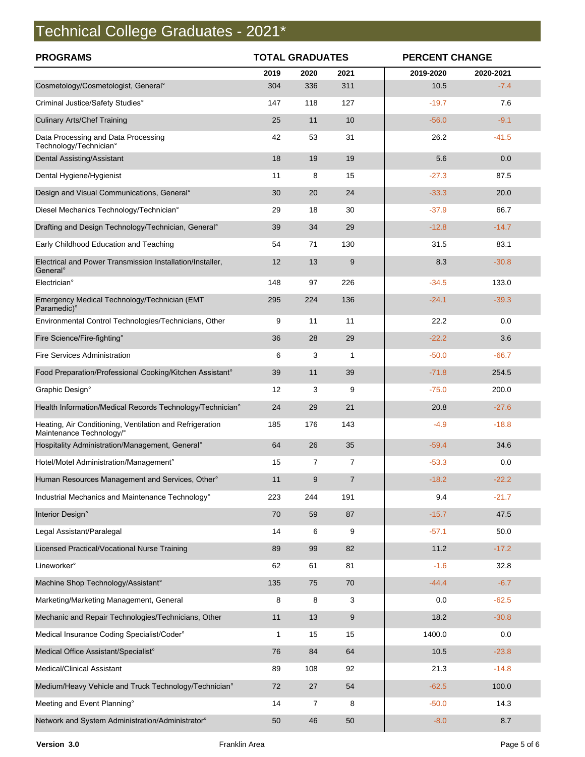# Technical College Graduates - 2021*

| PROGRAMS | TOTAL GRADUATES | | | PERCENT CHANGE | |
|---|---|---|---|---|---|
| | 2019 | 2020 | 2021 | 2019-2020 | 2020-2021 |
| Cosmetology/Cosmetologist, General° | 304 | 336 | 311 | 10.5 | -7.4 |
| Criminal Justice/Safety Studies° | 147 | 118 | 127 | -19.7 | 7.6 |
| Culinary Arts/Chef Training | 25 | 11 | 10 | -56.0 | -9.1 |
| Data Processing and Data Processing Technology/Technician° | 42 | 53 | 31 | 26.2 | -41.5 |
| Dental Assisting/Assistant | 18 | 19 | 19 | 5.6 | 0.0 |
| Dental Hygiene/Hygienist | 11 | 8 | 15 | -27.3 | 87.5 |
| Design and Visual Communications, General° | 30 | 20 | 24 | -33.3 | 20.0 |
| Diesel Mechanics Technology/Technician° | 29 | 18 | 30 | -37.9 | 66.7 |
| Drafting and Design Technology/Technician, General° | 39 | 34 | 29 | -12.8 | -14.7 |
| Early Childhood Education and Teaching | 54 | 71 | 130 | 31.5 | 83.1 |
| Electrical and Power Transmission Installation/Installer, General° | 12 | 13 | 9 | 8.3 | -30.8 |
| Electrician° | 148 | 97 | 226 | -34.5 | 133.0 |
| Emergency Medical Technology/Technician (EMT Paramedic)° | 295 | 224 | 136 | -24.1 | -39.3 |
| Environmental Control Technologies/Technicians, Other | 9 | 11 | 11 | 22.2 | 0.0 |
| Fire Science/Fire-fighting° | 36 | 28 | 29 | -22.2 | 3.6 |
| Fire Services Administration | 6 | 3 | 1 | -50.0 | -66.7 |
| Food Preparation/Professional Cooking/Kitchen Assistant° | 39 | 11 | 39 | -71.8 | 254.5 |
| Graphic Design° | 12 | 3 | 9 | -75.0 | 200.0 |
| Health Information/Medical Records Technology/Technician° | 24 | 29 | 21 | 20.8 | -27.6 |
| Heating, Air Conditioning, Ventilation and Refrigeration Maintenance Technology/° | 185 | 176 | 143 | -4.9 | -18.8 |
| Hospitality Administration/Management, General° | 64 | 26 | 35 | -59.4 | 34.6 |
| Hotel/Motel Administration/Management° | 15 | 7 | 7 | -53.3 | 0.0 |
| Human Resources Management and Services, Other° | 11 | 9 | 7 | -18.2 | -22.2 |
| Industrial Mechanics and Maintenance Technology° | 223 | 244 | 191 | 9.4 | -21.7 |
| Interior Design° | 70 | 59 | 87 | -15.7 | 47.5 |
| Legal Assistant/Paralegal | 14 | 6 | 9 | -57.1 | 50.0 |
| Licensed Practical/Vocational Nurse Training | 89 | 99 | 82 | 11.2 | -17.2 |
| Lineworker° | 62 | 61 | 81 | -1.6 | 32.8 |
| Machine Shop Technology/Assistant° | 135 | 75 | 70 | -44.4 | -6.7 |
| Marketing/Marketing Management, General | 8 | 8 | 3 | 0.0 | -62.5 |
| Mechanic and Repair Technologies/Technicians, Other | 11 | 13 | 9 | 18.2 | -30.8 |
| Medical Insurance Coding Specialist/Coder° | 1 | 15 | 15 | 1400.0 | 0.0 |
| Medical Office Assistant/Specialist° | 76 | 84 | 64 | 10.5 | -23.8 |
| Medical/Clinical Assistant | 89 | 108 | 92 | 21.3 | -14.8 |
| Medium/Heavy Vehicle and Truck Technology/Technician° | 72 | 27 | 54 | -62.5 | 100.0 |
| Meeting and Event Planning° | 14 | 7 | 8 | -50.0 | 14.3 |
| Network and System Administration/Administrator° | 50 | 46 | 50 | -8.0 | 8.7 |

Version 3.0 Franklin Area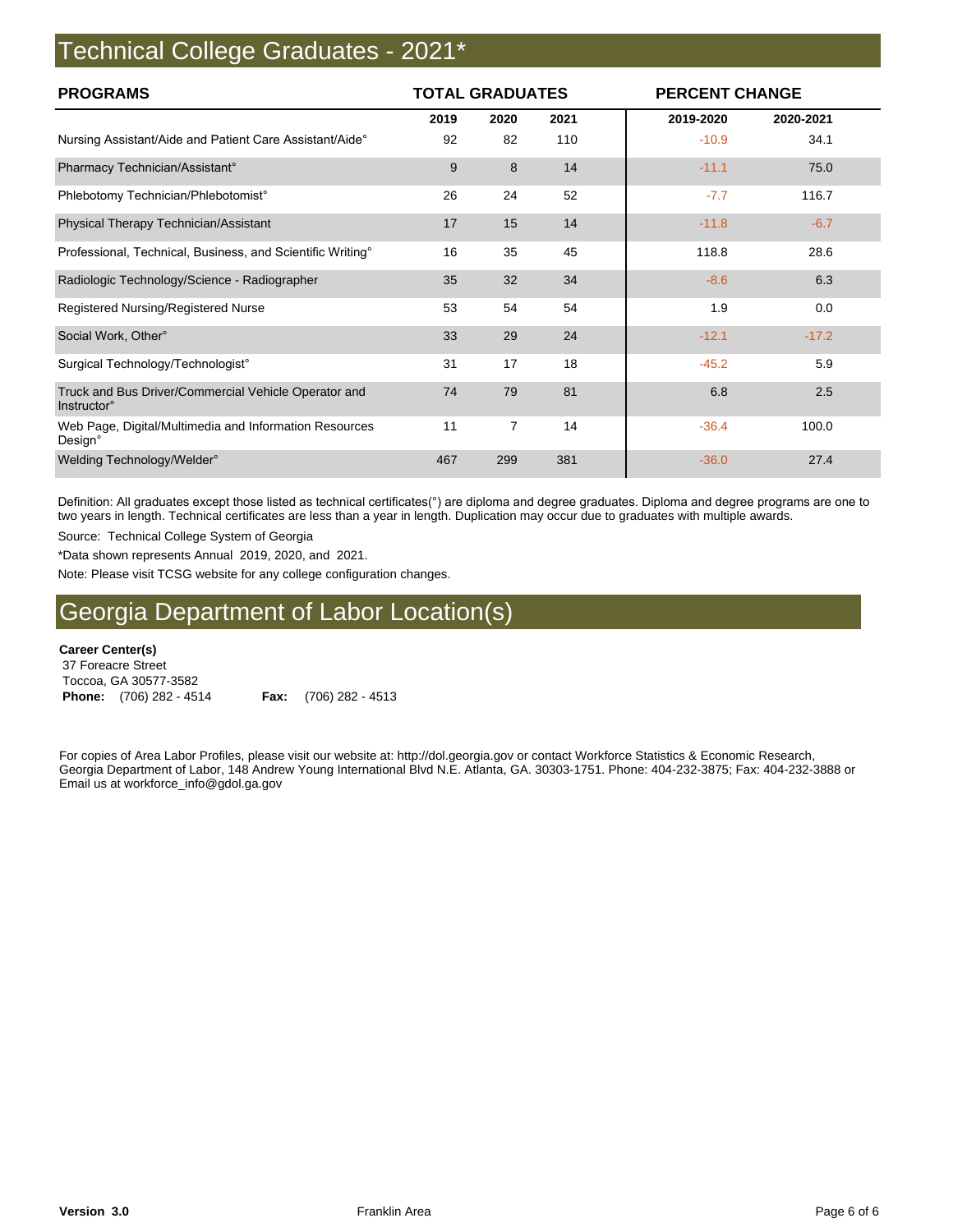# Technical College Graduates - 2021*

| PROGRAMS | TOTAL GRADUATES | | | PERCENT CHANGE | |
|---|---|---|---|---|---|
| | 2019 | 2020 | 2021 | 2019-2020 | 2020-2021 |
| Nursing Assistant/Aide and Patient Care Assistant/Aide° | 92 | 82 | 110 | -10.9 | 34.1 |
| Pharmacy Technician/Assistant° | 9 | 8 | 14 | -11.1 | 75.0 |
| Phlebotomy Technician/Phlebotomist° | 26 | 24 | 52 | -7.7 | 116.7 |
| Physical Therapy Technician/Assistant | 17 | 15 | 14 | -11.8 | -6.7 |
| Professional, Technical, Business, and Scientific Writing° | 16 | 35 | 45 | 118.8 | 28.6 |
| Radiologic Technology/Science - Radiographer | 35 | 32 | 34 | -8.6 | 6.3 |
| Registered Nursing/Registered Nurse | 53 | 54 | 54 | 1.9 | 0.0 |
| Social Work, Other° | 33 | 29 | 24 | -12.1 | -17.2 |
| Surgical Technology/Technologist° | 31 | 17 | 18 | -45.2 | 5.9 |
| Truck and Bus Driver/Commercial Vehicle Operator and Instructor° | 74 | 79 | 81 | 6.8 | 2.5 |
| Web Page, Digital/Multimedia and Information Resources Design° | 11 | 7 | 14 | -36.4 | 100.0 |
| Welding Technology/Welder° | 467 | 299 | 381 | -36.0 | 27.4 |

Definition: All graduates except those listed as technical certificates(°) are diploma and degree graduates. Diploma and degree programs are one to two years in length. Technical certificates are less than a year in length. Duplication may occur due to graduates with multiple awards.

Source: Technical College System of Georgia

*Data shown represents Annual 2019, 2020, and 2021.

Note: Please visit TCSG website for any college configuration changes.

# Georgia Department of Labor Location(s)

**Career Center(s)**
37 Foreacre Street
Toccoa, GA 30577-3582
**Phone:** (706) 282 - 4514 **Fax:** (706) 282 - 4513

For copies of Area Labor Profiles, please visit our website at: http://dol.georgia.gov or contact Workforce Statistics & Economic Research, Georgia Department of Labor, 148 Andrew Young International Blvd N.E. Atlanta, GA. 30303-1751. Phone: 404-232-3875; Fax: 404-232-3888 or Email us at workforce_info@gdol.ga.gov